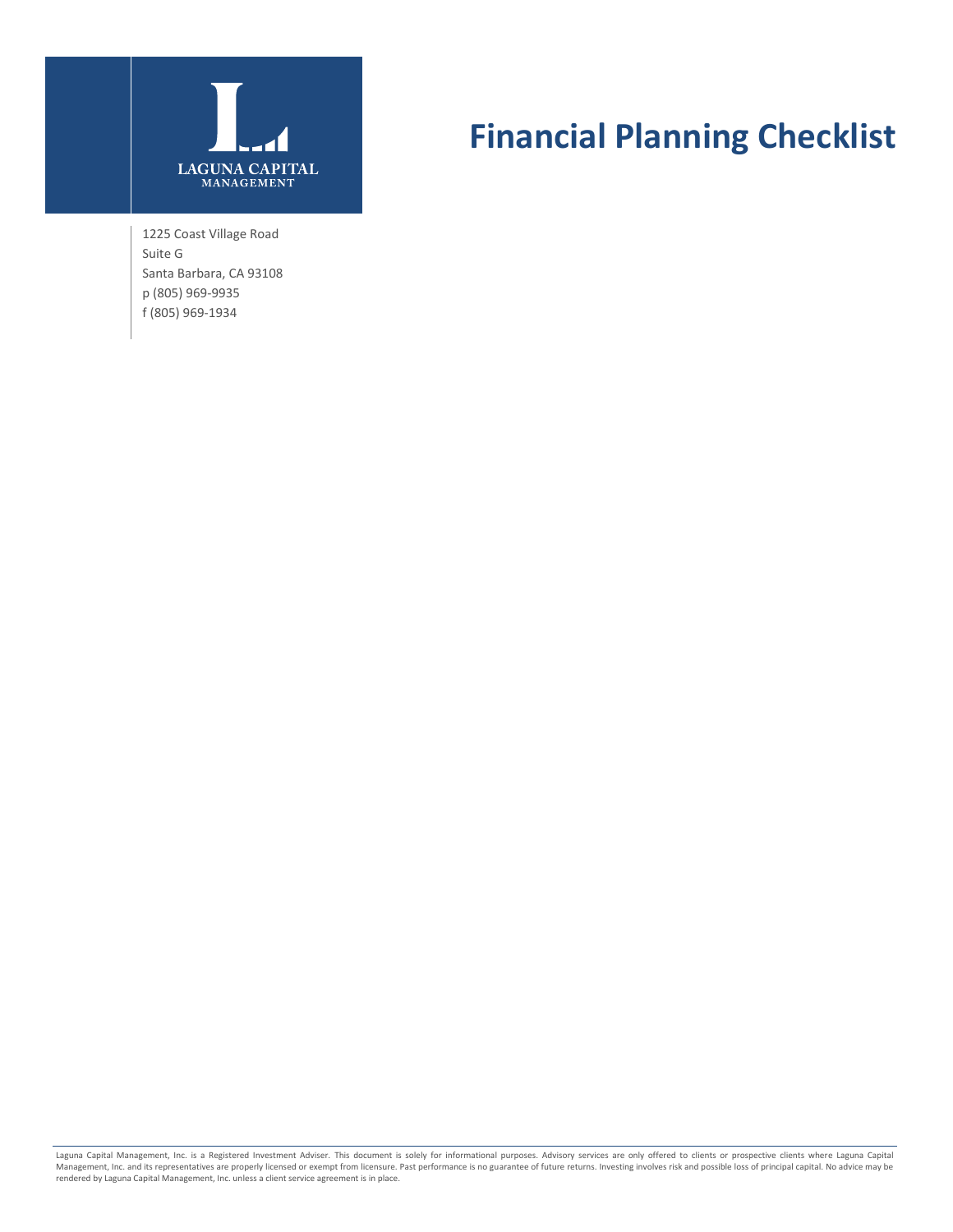LAGUNA CAPITAL
MANAGEMENT

# Financial Planning Checklist

1225 Coast Village Road
Suite G
Santa Barbara, CA 93108
p (805) 969-9935
f (805) 969-1934

Laguna Capital Management, Inc. is a Registered Investment Adviser. This document is solely for informational purposes. Advisory services are only offered to clients or prospective clients where Laguna Capital Management, Inc. and its representatives are properly licensed or exempt from licensure. Past performance is no guarantee of future returns. Investing involves risk and possible loss of principal capital. No advice may be rendered by Laguna Capital Management, Inc. unless a client service agreement is in place.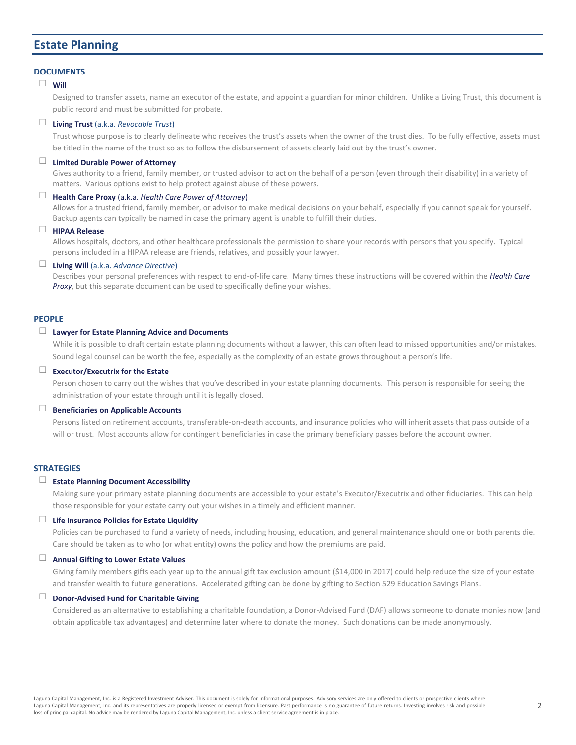## Estate Planning

### DOCUMENTS

☐ **Will**

Designed to transfer assets, name an executor of the estate, and appoint a guardian for minor children. Unlike a Living Trust, this document is public record and must be submitted for probate.

☐ **Living Trust** (a.k.a. *Revocable Trust*)

Trust whose purpose is to clearly delineate who receives the trust's assets when the owner of the trust dies. To be fully effective, assets must be titled in the name of the trust so as to follow the disbursement of assets clearly laid out by the trust's owner.

☐ **Limited Durable Power of Attorney**

Gives authority to a friend, family member, or trusted advisor to act on the behalf of a person (even through their disability) in a variety of matters. Various options exist to help protect against abuse of these powers.

☐ **Health Care Proxy** (a.k.a. *Health Care Power of Attorney*)

Allows for a trusted friend, family member, or advisor to make medical decisions on your behalf, especially if you cannot speak for yourself. Backup agents can typically be named in case the primary agent is unable to fulfill their duties.

☐ **HIPAA Release**

Allows hospitals, doctors, and other healthcare professionals the permission to share your records with persons that you specify. Typical persons included in a HIPAA release are friends, relatives, and possibly your lawyer.

☐ **Living Will** (a.k.a. *Advance Directive*)

Describes your personal preferences with respect to end-of-life care. Many times these instructions will be covered within the ***Health Care Proxy***, but this separate document can be used to specifically define your wishes.

### PEOPLE

☐ **Lawyer for Estate Planning Advice and Documents**

While it is possible to draft certain estate planning documents without a lawyer, this can often lead to missed opportunities and/or mistakes. Sound legal counsel can be worth the fee, especially as the complexity of an estate grows throughout a person's life.

☐ **Executor/Executrix for the Estate**

Person chosen to carry out the wishes that you've described in your estate planning documents. This person is responsible for seeing the administration of your estate through until it is legally closed.

☐ **Beneficiaries on Applicable Accounts**

Persons listed on retirement accounts, transferable-on-death accounts, and insurance policies who will inherit assets that pass outside of a will or trust. Most accounts allow for contingent beneficiaries in case the primary beneficiary passes before the account owner.

### STRATEGIES

☐ **Estate Planning Document Accessibility**

Making sure your primary estate planning documents are accessible to your estate's Executor/Executrix and other fiduciaries. This can help those responsible for your estate carry out your wishes in a timely and efficient manner.

☐ **Life Insurance Policies for Estate Liquidity**

Policies can be purchased to fund a variety of needs, including housing, education, and general maintenance should one or both parents die. Care should be taken as to who (or what entity) owns the policy and how the premiums are paid.

☐ **Annual Gifting to Lower Estate Values**

Giving family members gifts each year up to the annual gift tax exclusion amount ($14,000 in 2017) could help reduce the size of your estate and transfer wealth to future generations. Accelerated gifting can be done by gifting to Section 529 Education Savings Plans.

☐ **Donor-Advised Fund for Charitable Giving**

Considered as an alternative to establishing a charitable foundation, a Donor-Advised Fund (DAF) allows someone to donate monies now (and obtain applicable tax advantages) and determine later where to donate the money. Such donations can be made anonymously.

Laguna Capital Management, Inc. is a Registered Investment Adviser. This document is solely for informational purposes. Advisory services are only offered to clients or prospective clients where Laguna Capital Management, Inc. and its representatives are properly licensed or exempt from licensure. Past performance is no guarantee of future returns. Investing involves risk and possible loss of principal capital. No advice may be rendered by Laguna Capital Management, Inc. unless a client service agreement is in place.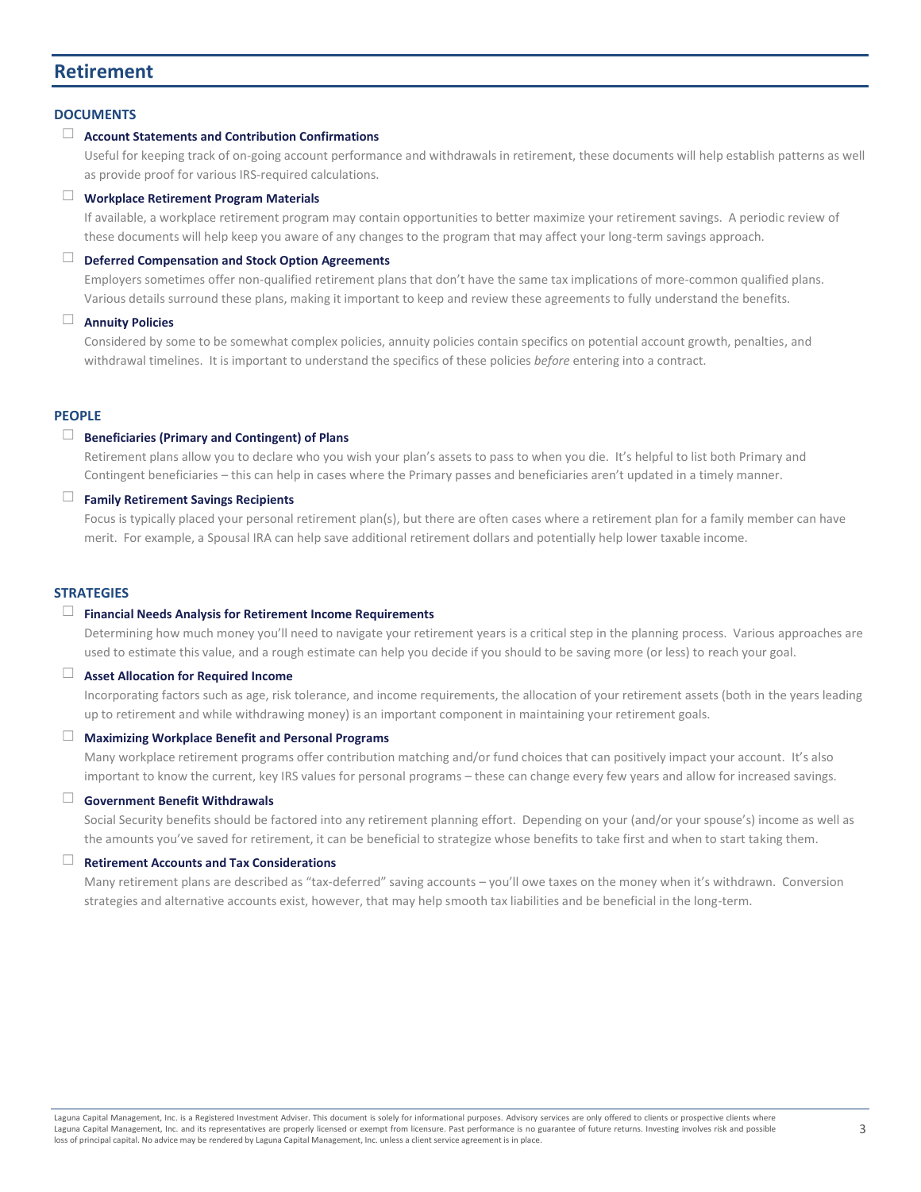# Retirement

## DOCUMENTS

- [ ] **Account Statements and Contribution Confirmations**

  Useful for keeping track of on-going account performance and withdrawals in retirement, these documents will help establish patterns as well as provide proof for various IRS-required calculations.

- [ ] **Workplace Retirement Program Materials**

  If available, a workplace retirement program may contain opportunities to better maximize your retirement savings. A periodic review of these documents will help keep you aware of any changes to the program that may affect your long-term savings approach.

- [ ] **Deferred Compensation and Stock Option Agreements**

  Employers sometimes offer non-qualified retirement plans that don't have the same tax implications of more-common qualified plans. Various details surround these plans, making it important to keep and review these agreements to fully understand the benefits.

- [ ] **Annuity Policies**

  Considered by some to be somewhat complex policies, annuity policies contain specifics on potential account growth, penalties, and withdrawal timelines. It is important to understand the specifics of these policies *before* entering into a contract.

## PEOPLE

- [ ] **Beneficiaries (Primary and Contingent) of Plans**

  Retirement plans allow you to declare who you wish your plan's assets to pass to when you die. It's helpful to list both Primary and Contingent beneficiaries – this can help in cases where the Primary passes and beneficiaries aren't updated in a timely manner.

- [ ] **Family Retirement Savings Recipients**

  Focus is typically placed your personal retirement plan(s), but there are often cases where a retirement plan for a family member can have merit. For example, a Spousal IRA can help save additional retirement dollars and potentially help lower taxable income.

## STRATEGIES

- [ ] **Financial Needs Analysis for Retirement Income Requirements**

  Determining how much money you'll need to navigate your retirement years is a critical step in the planning process. Various approaches are used to estimate this value, and a rough estimate can help you decide if you should to be saving more (or less) to reach your goal.

- [ ] **Asset Allocation for Required Income**

  Incorporating factors such as age, risk tolerance, and income requirements, the allocation of your retirement assets (both in the years leading up to retirement and while withdrawing money) is an important component in maintaining your retirement goals.

- [ ] **Maximizing Workplace Benefit and Personal Programs**

  Many workplace retirement programs offer contribution matching and/or fund choices that can positively impact your account. It's also important to know the current, key IRS values for personal programs – these can change every few years and allow for increased savings.

- [ ] **Government Benefit Withdrawals**

  Social Security benefits should be factored into any retirement planning effort. Depending on your (and/or your spouse's) income as well as the amounts you've saved for retirement, it can be beneficial to strategize whose benefits to take first and when to start taking them.

- [ ] **Retirement Accounts and Tax Considerations**

  Many retirement plans are described as "tax-deferred" saving accounts – you'll owe taxes on the money when it's withdrawn. Conversion strategies and alternative accounts exist, however, that may help smooth tax liabilities and be beneficial in the long-term.

Laguna Capital Management, Inc. is a Registered Investment Adviser. This document is solely for informational purposes. Advisory services are only offered to clients or prospective clients where Laguna Capital Management, Inc. and its representatives are properly licensed or exempt from licensure. Past performance is no guarantee of future returns. Investing involves risk and possible loss of principal capital. No advice may be rendered by Laguna Capital Management, Inc. unless a client service agreement is in place.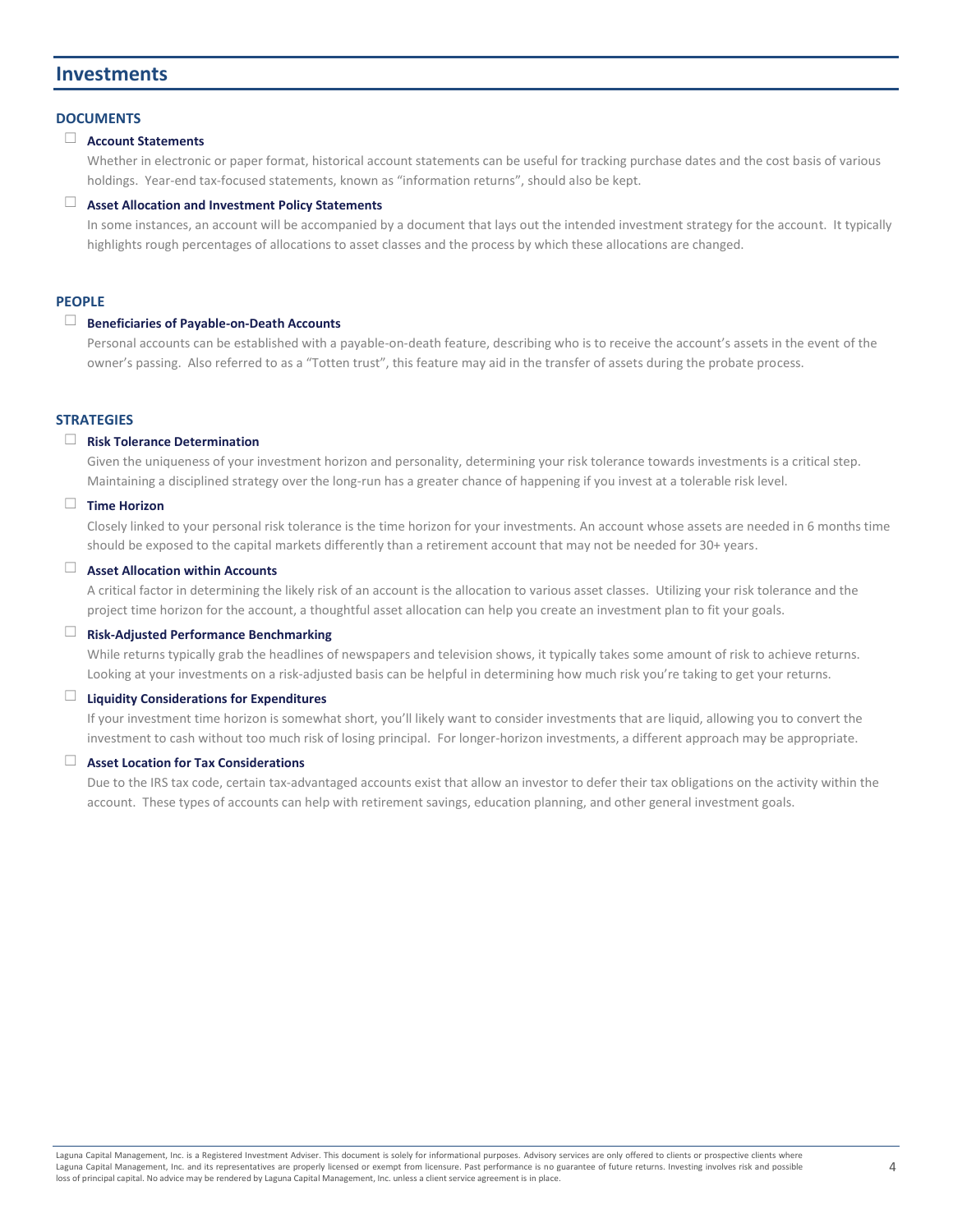## Investments

### DOCUMENTS

☐ **Account Statements**

Whether in electronic or paper format, historical account statements can be useful for tracking purchase dates and the cost basis of various holdings. Year-end tax-focused statements, known as "information returns", should also be kept.

☐ **Asset Allocation and Investment Policy Statements**

In some instances, an account will be accompanied by a document that lays out the intended investment strategy for the account. It typically highlights rough percentages of allocations to asset classes and the process by which these allocations are changed.

### PEOPLE

☐ **Beneficiaries of Payable-on-Death Accounts**

Personal accounts can be established with a payable-on-death feature, describing who is to receive the account's assets in the event of the owner's passing. Also referred to as a "Totten trust", this feature may aid in the transfer of assets during the probate process.

### STRATEGIES

☐ **Risk Tolerance Determination**

Given the uniqueness of your investment horizon and personality, determining your risk tolerance towards investments is a critical step. Maintaining a disciplined strategy over the long-run has a greater chance of happening if you invest at a tolerable risk level.

☐ **Time Horizon**

Closely linked to your personal risk tolerance is the time horizon for your investments. An account whose assets are needed in 6 months time should be exposed to the capital markets differently than a retirement account that may not be needed for 30+ years.

☐ **Asset Allocation within Accounts**

A critical factor in determining the likely risk of an account is the allocation to various asset classes. Utilizing your risk tolerance and the project time horizon for the account, a thoughtful asset allocation can help you create an investment plan to fit your goals.

☐ **Risk-Adjusted Performance Benchmarking**

While returns typically grab the headlines of newspapers and television shows, it typically takes some amount of risk to achieve returns. Looking at your investments on a risk-adjusted basis can be helpful in determining how much risk you're taking to get your returns.

☐ **Liquidity Considerations for Expenditures**

If your investment time horizon is somewhat short, you'll likely want to consider investments that are liquid, allowing you to convert the investment to cash without too much risk of losing principal. For longer-horizon investments, a different approach may be appropriate.

☐ **Asset Location for Tax Considerations**

Due to the IRS tax code, certain tax-advantaged accounts exist that allow an investor to defer their tax obligations on the activity within the account. These types of accounts can help with retirement savings, education planning, and other general investment goals.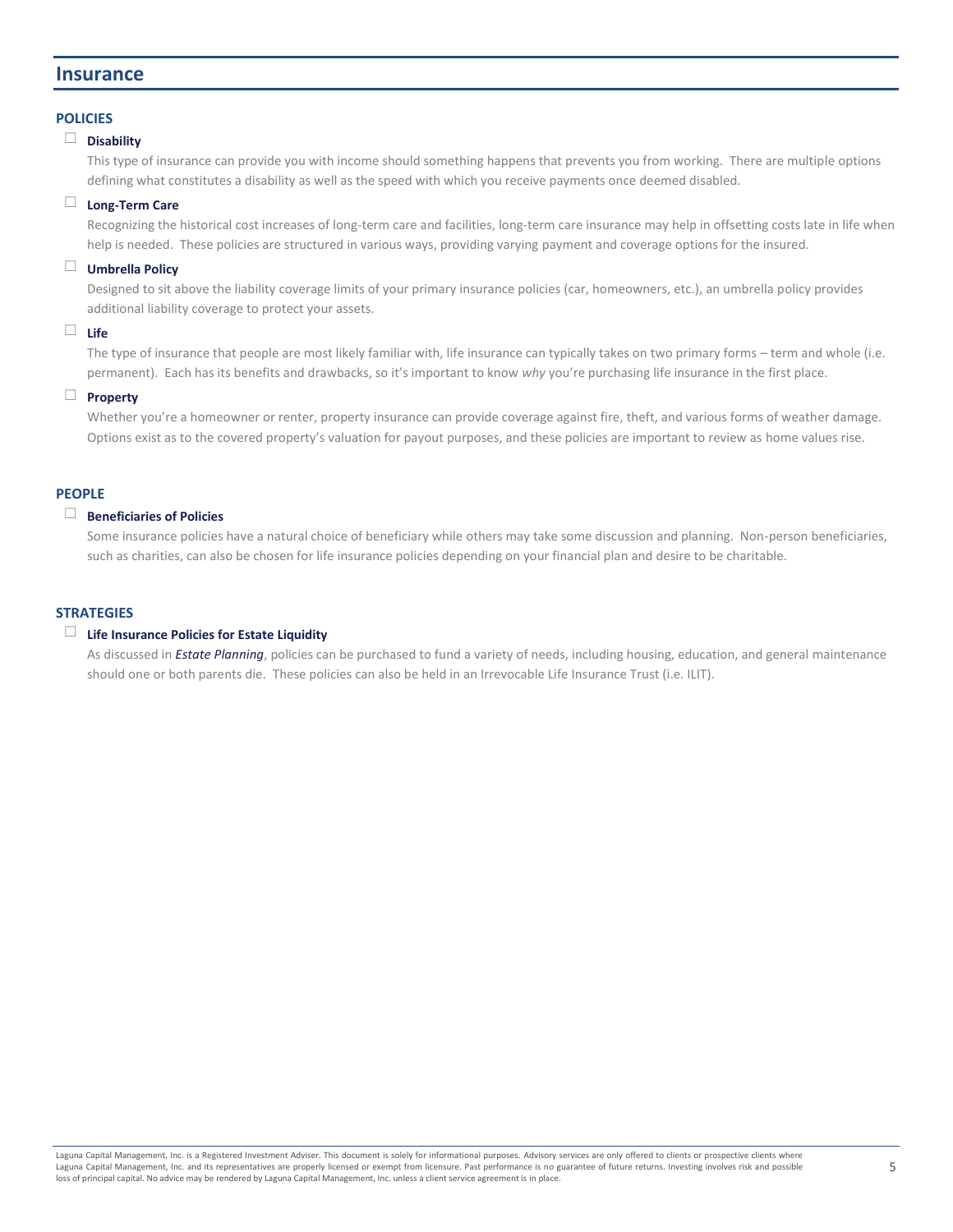# Insurance

## POLICIES

☐ **Disability**

This type of insurance can provide you with income should something happens that prevents you from working. There are multiple options defining what constitutes a disability as well as the speed with which you receive payments once deemed disabled.

☐ **Long-Term Care**

Recognizing the historical cost increases of long-term care and facilities, long-term care insurance may help in offsetting costs late in life when help is needed. These policies are structured in various ways, providing varying payment and coverage options for the insured.

☐ **Umbrella Policy**

Designed to sit above the liability coverage limits of your primary insurance policies (car, homeowners, etc.), an umbrella policy provides additional liability coverage to protect your assets.

☐ **Life**

The type of insurance that people are most likely familiar with, life insurance can typically takes on two primary forms – term and whole (i.e. permanent). Each has its benefits and drawbacks, so it's important to know *why* you're purchasing life insurance in the first place.

☐ **Property**

Whether you're a homeowner or renter, property insurance can provide coverage against fire, theft, and various forms of weather damage. Options exist as to the covered property's valuation for payout purposes, and these policies are important to review as home values rise.

## PEOPLE

☐ **Beneficiaries of Policies**

Some insurance policies have a natural choice of beneficiary while others may take some discussion and planning. Non-person beneficiaries, such as charities, can also be chosen for life insurance policies depending on your financial plan and desire to be charitable.

## STRATEGIES

☐ **Life Insurance Policies for Estate Liquidity**

As discussed in ***Estate Planning***, policies can be purchased to fund a variety of needs, including housing, education, and general maintenance should one or both parents die. These policies can also be held in an Irrevocable Life Insurance Trust (i.e. ILIT).

Laguna Capital Management, Inc. is a Registered Investment Adviser. This document is solely for informational purposes. Advisory services are only offered to clients or prospective clients where Laguna Capital Management, Inc. and its representatives are properly licensed or exempt from licensure. Past performance is no guarantee of future returns. Investing involves risk and possible loss of principal capital. No advice may be rendered by Laguna Capital Management, Inc. unless a client service agreement is in place.